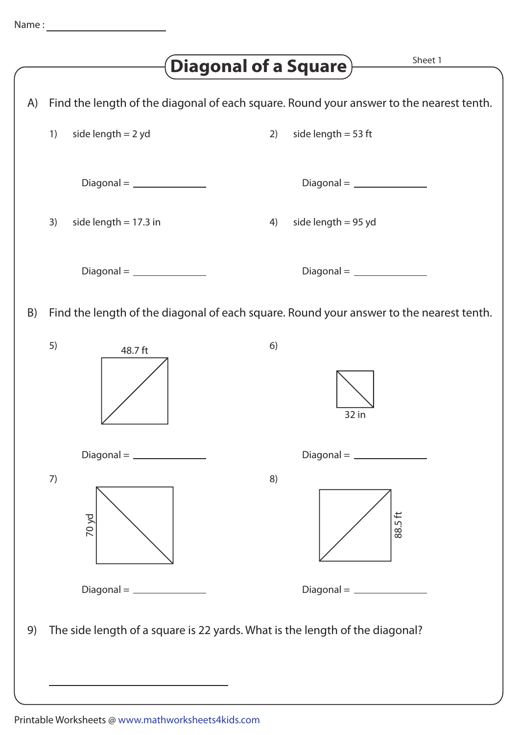Name : ____________________

# Diagonal of a Square

Sheet 1

A) Find the length of the diagonal of each square. Round your answer to the nearest tenth.

1) side length = 2 yd

Diagonal = ______________

2) side length = 53 ft

Diagonal = ______________

3) side length = 17.3 in

Diagonal = ______________

4) side length = 95 yd

Diagonal = ______________

B) Find the length of the diagonal of each square. Round your answer to the nearest tenth.

5) 48.7 ft

Diagonal = ______________

6) 32 in

Diagonal = ______________

7) 70 yd

Diagonal = ______________

8) 88.5 ft

Diagonal = ______________

9) The side length of a square is 22 yards. What is the length of the diagonal?

______________________________

Printable Worksheets @ www.mathworksheets4kids.com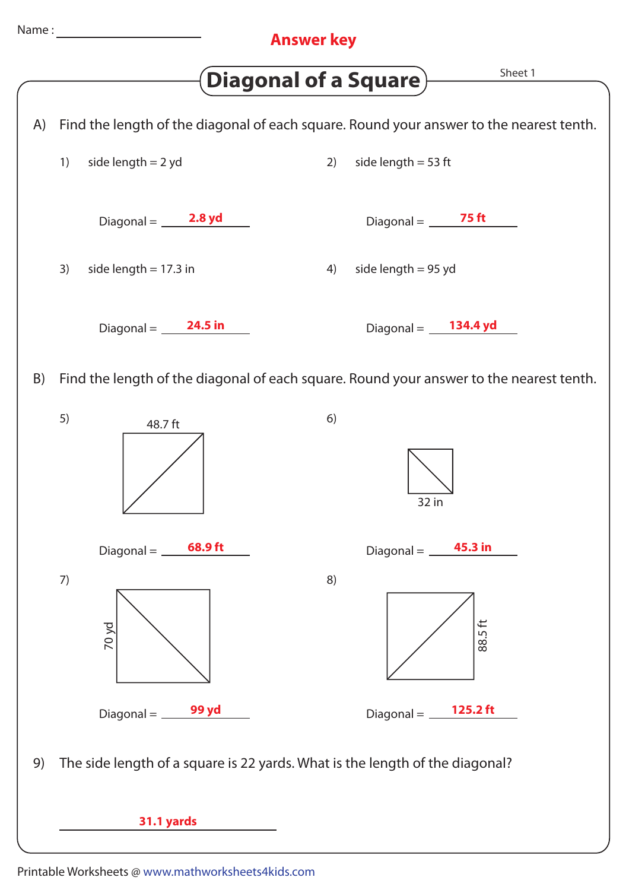Name : ____________________

**Answer key**

# Diagonal of a Square

Sheet 1

A) Find the length of the diagonal of each square. Round your answer to the nearest tenth.

1) side length = 2 yd

Diagonal = **2.8 yd**

2) side length = 53 ft

Diagonal = **75 ft**

3) side length = 17.3 in

Diagonal = **24.5 in**

4) side length = 95 yd

Diagonal = **134.4 yd**

B) Find the length of the diagonal of each square. Round your answer to the nearest tenth.

5) 48.7 ft

Diagonal = **68.9 ft**

6) 32 in

Diagonal = **45.3 in**

7) 70 yd

Diagonal = **99 yd**

8) 88.5 ft

Diagonal = **125.2 ft**

9) The side length of a square is 22 yards. What is the length of the diagonal?

**31.1 yards**

Printable Worksheets @ www.mathworksheets4kids.com